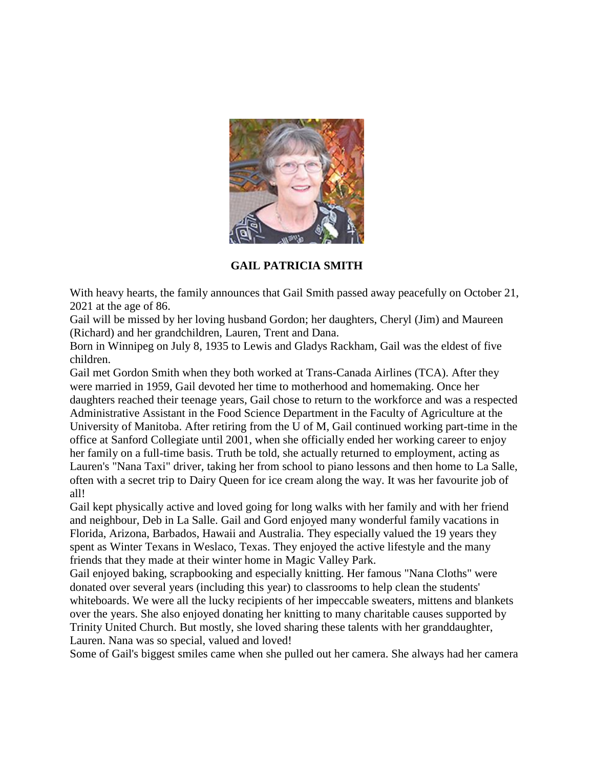**GAIL PATRICIA SMITH**

With heavy hearts, the family announces that Gail Smith passed away peacefully on October 21, 2021 at the age of 86.

Gail will be missed by her loving husband Gordon; her daughters, Cheryl (Jim) and Maureen (Richard) and her grandchildren, Lauren, Trent and Dana.

Born in Winnipeg on July 8, 1935 to Lewis and Gladys Rackham, Gail was the eldest of five children.

Gail met Gordon Smith when they both worked at Trans-Canada Airlines (TCA). After they were married in 1959, Gail devoted her time to motherhood and homemaking. Once her daughters reached their teenage years, Gail chose to return to the workforce and was a respected Administrative Assistant in the Food Science Department in the Faculty of Agriculture at the University of Manitoba. After retiring from the U of M, Gail continued working part-time in the office at Sanford Collegiate until 2001, when she officially ended her working career to enjoy her family on a full-time basis. Truth be told, she actually returned to employment, acting as Lauren's "Nana Taxi" driver, taking her from school to piano lessons and then home to La Salle, often with a secret trip to Dairy Queen for ice cream along the way. It was her favourite job of all!

Gail kept physically active and loved going for long walks with her family and with her friend and neighbour, Deb in La Salle. Gail and Gord enjoyed many wonderful family vacations in Florida, Arizona, Barbados, Hawaii and Australia. They especially valued the 19 years they spent as Winter Texans in Weslaco, Texas. They enjoyed the active lifestyle and the many friends that they made at their winter home in Magic Valley Park.

Gail enjoyed baking, scrapbooking and especially knitting. Her famous "Nana Cloths" were donated over several years (including this year) to classrooms to help clean the students' whiteboards. We were all the lucky recipients of her impeccable sweaters, mittens and blankets over the years. She also enjoyed donating her knitting to many charitable causes supported by Trinity United Church. But mostly, she loved sharing these talents with her granddaughter, Lauren. Nana was so special, valued and loved!

Some of Gail's biggest smiles came when she pulled out her camera. She always had her camera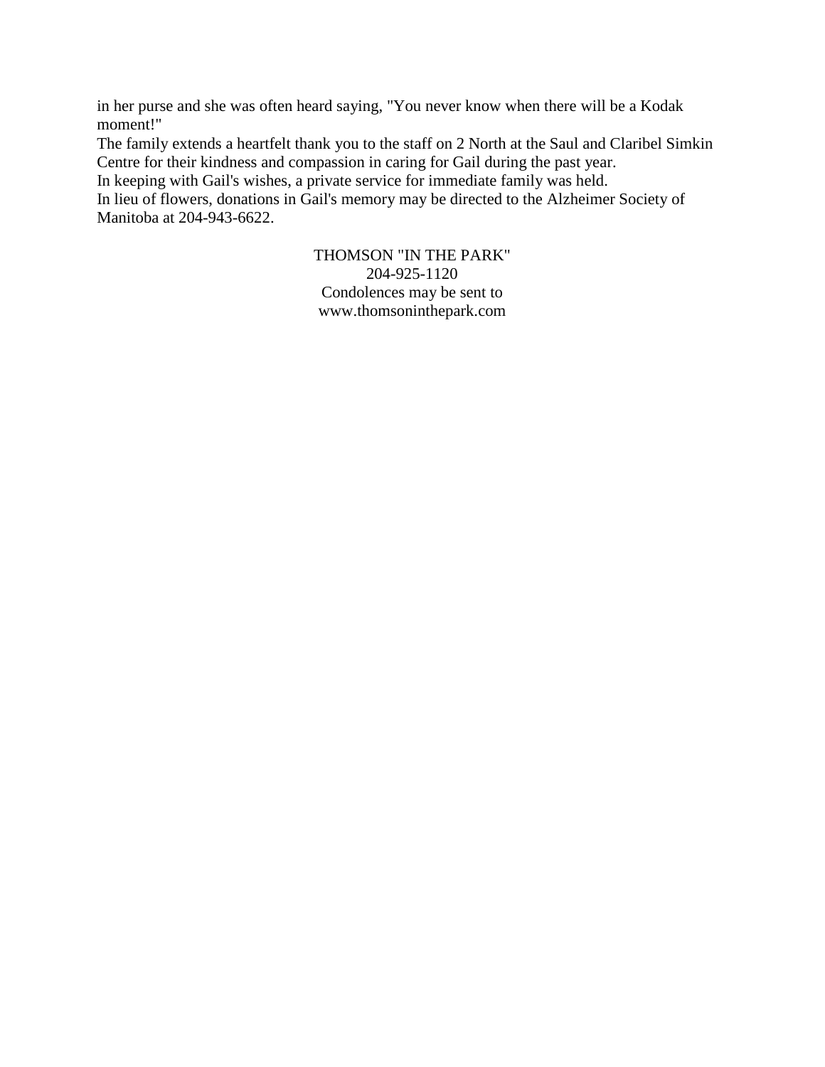in her purse and she was often heard saying, "You never know when there will be a Kodak moment!"

The family extends a heartfelt thank you to the staff on 2 North at the Saul and Claribel Simkin Centre for their kindness and compassion in caring for Gail during the past year.

In keeping with Gail's wishes, a private service for immediate family was held.

In lieu of flowers, donations in Gail's memory may be directed to the Alzheimer Society of Manitoba at 204-943-6622.

THOMSON "IN THE PARK"
204-925-1120
Condolences may be sent to
www.thomsoninthepark.com